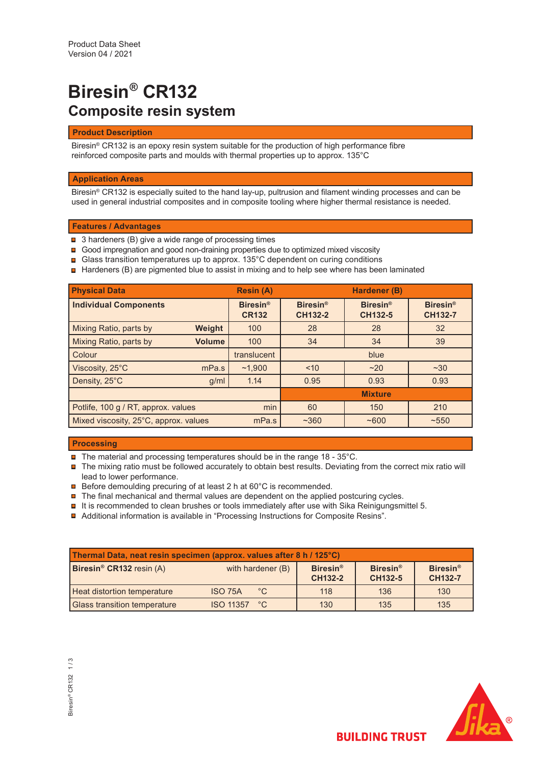Product Data Sheet
Version 04 / 2021

# Biresin® CR132

## Composite resin system

### Product Description

Biresin® CR132 is an epoxy resin system suitable for the production of high performance fibre reinforced composite parts and moulds with thermal properties up to approx. 135°C

### Application Areas

Biresin® CR132 is especially suited to the hand lay-up, pultrusion and filament winding processes and can be used in general industrial composites and in composite tooling where higher thermal resistance is needed.

### Features / Advantages

- 3 hardeners (B) give a wide range of processing times
- Good impregnation and good non-draining properties due to optimized mixed viscosity
- Glass transition temperatures up to approx. 135°C dependent on curing conditions
- Hardeners (B) are pigmented blue to assist in mixing and to help see where has been laminated

| Physical Data | | Resin (A) | Hardener (B) | | |
|---|---|---|---|---|---|
| **Individual Components** | | **Biresin® CR132** | **Biresin® CH132-2** | **Biresin® CH132-5** | **Biresin® CH132-7** |
| Mixing Ratio, parts by | **Weight** | 100 | 28 | 28 | 32 |
| Mixing Ratio, parts by | **Volume** | 100 | 34 | 34 | 39 |
| Colour | | translucent | blue | | |
| Viscosity, 25°C | mPa.s | ~1,900 | <10 | ~20 | ~30 |
| Density, 25°C | g/ml | 1.14 | 0.95 | 0.93 | 0.93 |
| | | | **Mixture** | | |
| Potlife, 100 g / RT, approx. values | min | | 60 | 150 | 210 |
| Mixed viscosity, 25°C, approx. values | mPa.s | | ~360 | ~600 | ~550 |

### Processing

- The material and processing temperatures should be in the range 18 - 35°C.
- The mixing ratio must be followed accurately to obtain best results. Deviating from the correct mix ratio will lead to lower performance.
- Before demoulding precuring of at least 2 h at 60°C is recommended.
- The final mechanical and thermal values are dependent on the applied postcuring cycles.
- It is recommended to clean brushes or tools immediately after use with Sika Reinigungsmittel 5.
- Additional information is available in “Processing Instructions for Composite Resins”.

| Thermal Data, neat resin specimen (approx. values after 8 h / 125°C) | | | | | |
|---|---|---|---|---|---|
| **Biresin® CR132** resin (A) | with hardener (B) | | **Biresin® CH132-2** | **Biresin® CH132-5** | **Biresin® CH132-7** |
| Heat distortion temperature | ISO 75A | °C | 118 | 136 | 130 |
| Glass transition temperature | ISO 11357 | °C | 130 | 135 | 135 |

BUILDING TRUST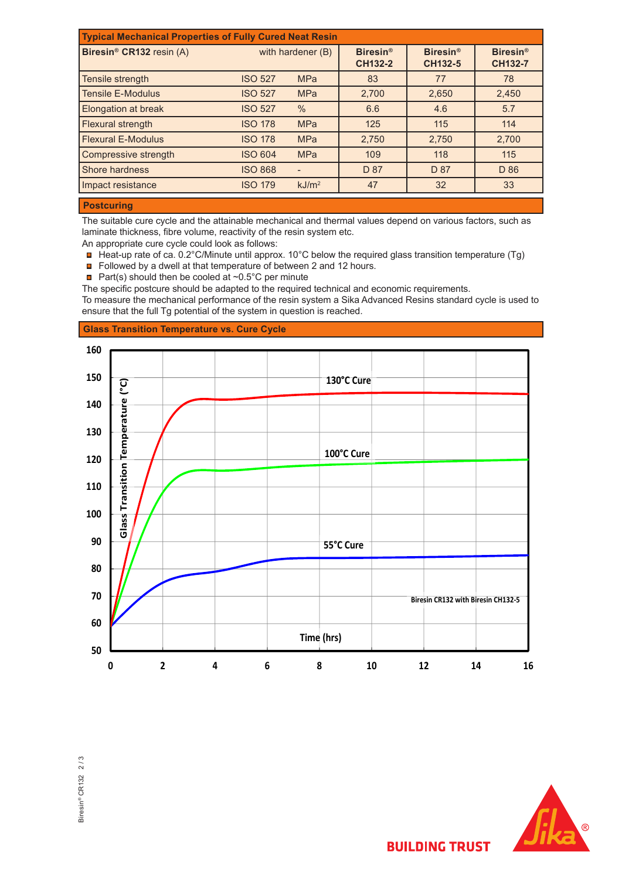## Typical Mechanical Properties of Fully Cured Neat Resin

| **Biresin® CR132** resin (A) | with hardener (B) | | **Biresin® CH132-2** | **Biresin® CH132-5** | **Biresin® CH132-7** |
|---|---|---|---|---|---|
| Tensile strength | ISO 527 | MPa | 83 | 77 | 78 |
| Tensile E-Modulus | ISO 527 | MPa | 2,700 | 2,650 | 2,450 |
| Elongation at break | ISO 527 | % | 6.6 | 4.6 | 5.7 |
| Flexural strength | ISO 178 | MPa | 125 | 115 | 114 |
| Flexural E-Modulus | ISO 178 | MPa | 2,750 | 2,750 | 2,700 |
| Compressive strength | ISO 604 | MPa | 109 | 118 | 115 |
| Shore hardness | ISO 868 | - | D 87 | D 87 | D 86 |
| Impact resistance | ISO 179 | kJ/m² | 47 | 32 | 33 |

## Postcuring

The suitable cure cycle and the attainable mechanical and thermal values depend on various factors, such as laminate thickness, fibre volume, reactivity of the resin system etc.
An appropriate cure cycle could look as follows:

- Heat-up rate of ca. 0.2°C/Minute until approx. 10°C below the required glass transition temperature (Tg)
- Followed by a dwell at that temperature of between 2 and 12 hours.
- Part(s) should then be cooled at ~0.5°C per minute

The specific postcure should be adapted to the required technical and economic requirements.
To measure the mechanical performance of the resin system a Sika Advanced Resins standard cycle is used to ensure that the full Tg potential of the system in question is reached.

## Glass Transition Temperature vs. Cure Cycle

Glass Transition Temperature (°C) vs. Time (hrs) — 130°C Cure, 100°C Cure, 55°C Cure — Biresin CR132 with Biresin CH132-5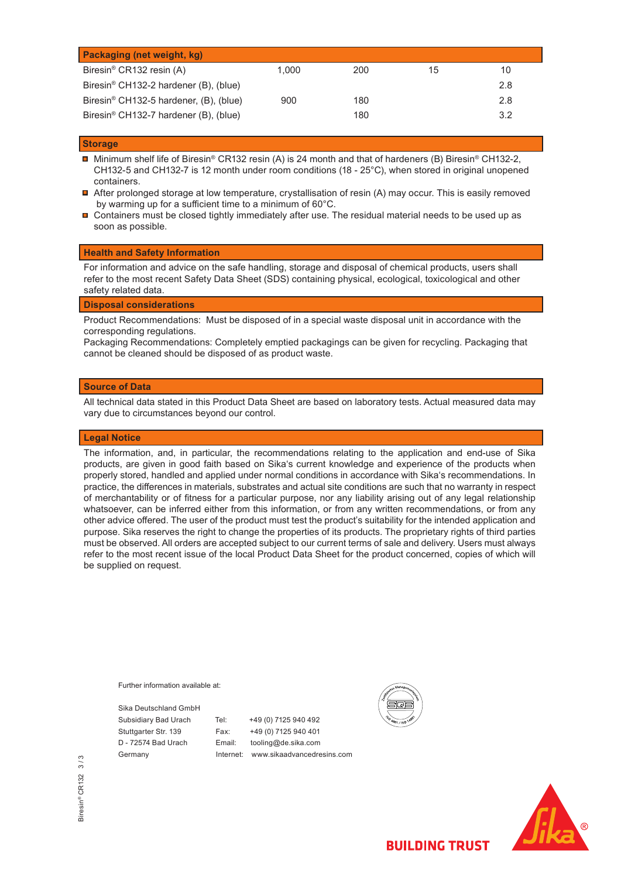| Packaging (net weight, kg) | | | | |
|---|---|---|---|---|
| Biresin® CR132 resin (A) | 1,000 | 200 | 15 | 10 |
| Biresin® CH132-2 hardener (B), (blue) | | | | 2.8 |
| Biresin® CH132-5 hardener, (B), (blue) | 900 | 180 | | 2.8 |
| Biresin® CH132-7 hardener (B), (blue) | | 180 | | 3.2 |

## Storage

- Minimum shelf life of Biresin® CR132 resin (A) is 24 month and that of hardeners (B) Biresin® CH132-2, CH132-5 and CH132-7 is 12 month under room conditions (18 - 25°C), when stored in original unopened containers.
- After prolonged storage at low temperature, crystallisation of resin (A) may occur. This is easily removed by warming up for a sufficient time to a minimum of 60°C.
- Containers must be closed tightly immediately after use. The residual material needs to be used up as soon as possible.

## Health and Safety Information

For information and advice on the safe handling, storage and disposal of chemical products, users shall refer to the most recent Safety Data Sheet (SDS) containing physical, ecological, toxicological and other safety related data.

## Disposal considerations

Product Recommendations: Must be disposed of in a special waste disposal unit in accordance with the corresponding regulations.
Packaging Recommendations: Completely emptied packagings can be given for recycling. Packaging that cannot be cleaned should be disposed of as product waste.

## Source of Data

All technical data stated in this Product Data Sheet are based on laboratory tests. Actual measured data may vary due to circumstances beyond our control.

## Legal Notice

The information, and, in particular, the recommendations relating to the application and end-use of Sika products, are given in good faith based on Sika's current knowledge and experience of the products when properly stored, handled and applied under normal conditions in accordance with Sika's recommendations. In practice, the differences in materials, substrates and actual site conditions are such that no warranty in respect of merchantability or of fitness for a particular purpose, nor any liability arising out of any legal relationship whatsoever, can be inferred either from this information, or from any written recommendations, or from any other advice offered. The user of the product must test the product's suitability for the intended application and purpose. Sika reserves the right to change the properties of its products. The proprietary rights of third parties must be observed. All orders are accepted subject to our current terms of sale and delivery. Users must always refer to the most recent issue of the local Product Data Sheet for the product concerned, copies of which will be supplied on request.

Further information available at:

Sika Deutschland GmbH
Subsidiary Bad Urach
Stuttgarter Str. 139
D - 72574 Bad Urach
Germany

Tel: +49 (0) 7125 940 492
Fax: +49 (0) 7125 940 401
Email: tooling@de.sika.com
Internet: www.sikaadvancedresins.com

BUILDING TRUST